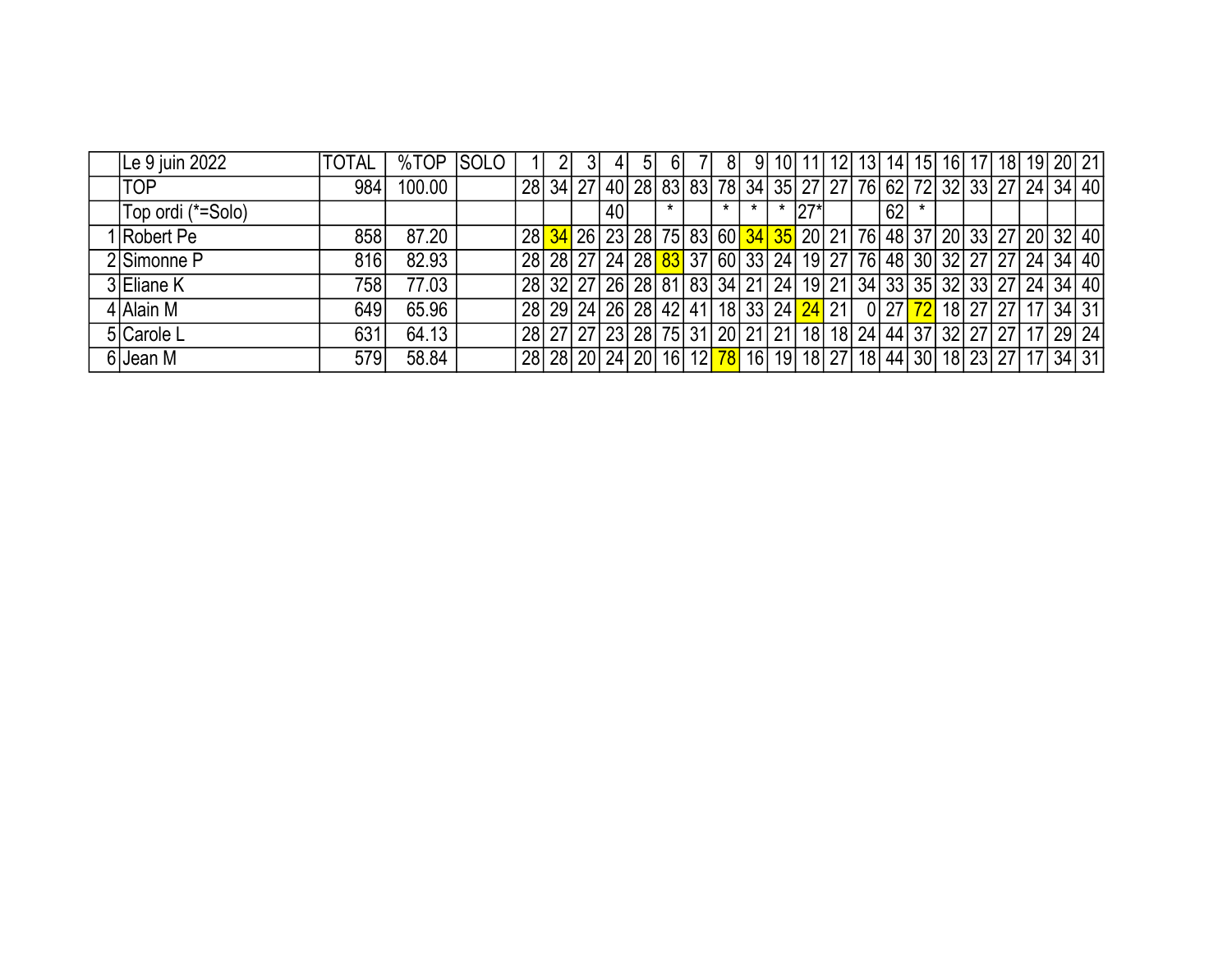| | Le 9 juin 2022 | TOTAL | %TOP | SOLO | 1 | 2 | 3 | 4 | 5 | 6 | 7 | 8 | 9 | 10 | 11 | 12 | 13 | 14 | 15 | 16 | 17 | 18 | 19 | 20 | 21 |
|---|---|---|---|---|---|---|---|---|---|---|---|---|---|---|---|---|---|---|---|---|---|---|---|---|---|
| | TOP | 984 | 100.00 | | 28 | 34 | 27 | 40 | 28 | 83 | 83 | 78 | 34 | 35 | 27 | 27 | 76 | 62 | 72 | 32 | 33 | 27 | 24 | 34 | 40 |
| | Top ordi (*=Solo) | | | | | | | 40 | | * | | * | * | * | 27* | | | 62 | * | | | | | | |
| 1 | Robert Pe | 858 | 87.20 | | 28 | 34 | 26 | 23 | 28 | 75 | 83 | 60 | 34 | 35 | 20 | 21 | 76 | 48 | 37 | 20 | 33 | 27 | 20 | 32 | 40 |
| 2 | Simonne P | 816 | 82.93 | | 28 | 28 | 27 | 24 | 28 | 83 | 37 | 60 | 33 | 24 | 19 | 27 | 76 | 48 | 30 | 32 | 27 | 27 | 24 | 34 | 40 |
| 3 | Eliane K | 758 | 77.03 | | 28 | 32 | 27 | 26 | 28 | 81 | 83 | 34 | 21 | 24 | 19 | 21 | 34 | 33 | 35 | 32 | 33 | 27 | 24 | 34 | 40 |
| 4 | Alain M | 649 | 65.96 | | 28 | 29 | 24 | 26 | 28 | 42 | 41 | 18 | 33 | 24 | 24 | 21 | 0 | 27 | 72 | 18 | 27 | 27 | 17 | 34 | 31 |
| 5 | Carole L | 631 | 64.13 | | 28 | 27 | 27 | 23 | 28 | 75 | 31 | 20 | 21 | 21 | 18 | 18 | 24 | 44 | 37 | 32 | 27 | 27 | 17 | 29 | 24 |
| 6 | Jean M | 579 | 58.84 | | 28 | 28 | 20 | 24 | 20 | 16 | 12 | 78 | 16 | 19 | 18 | 27 | 18 | 44 | 30 | 18 | 23 | 27 | 17 | 34 | 31 |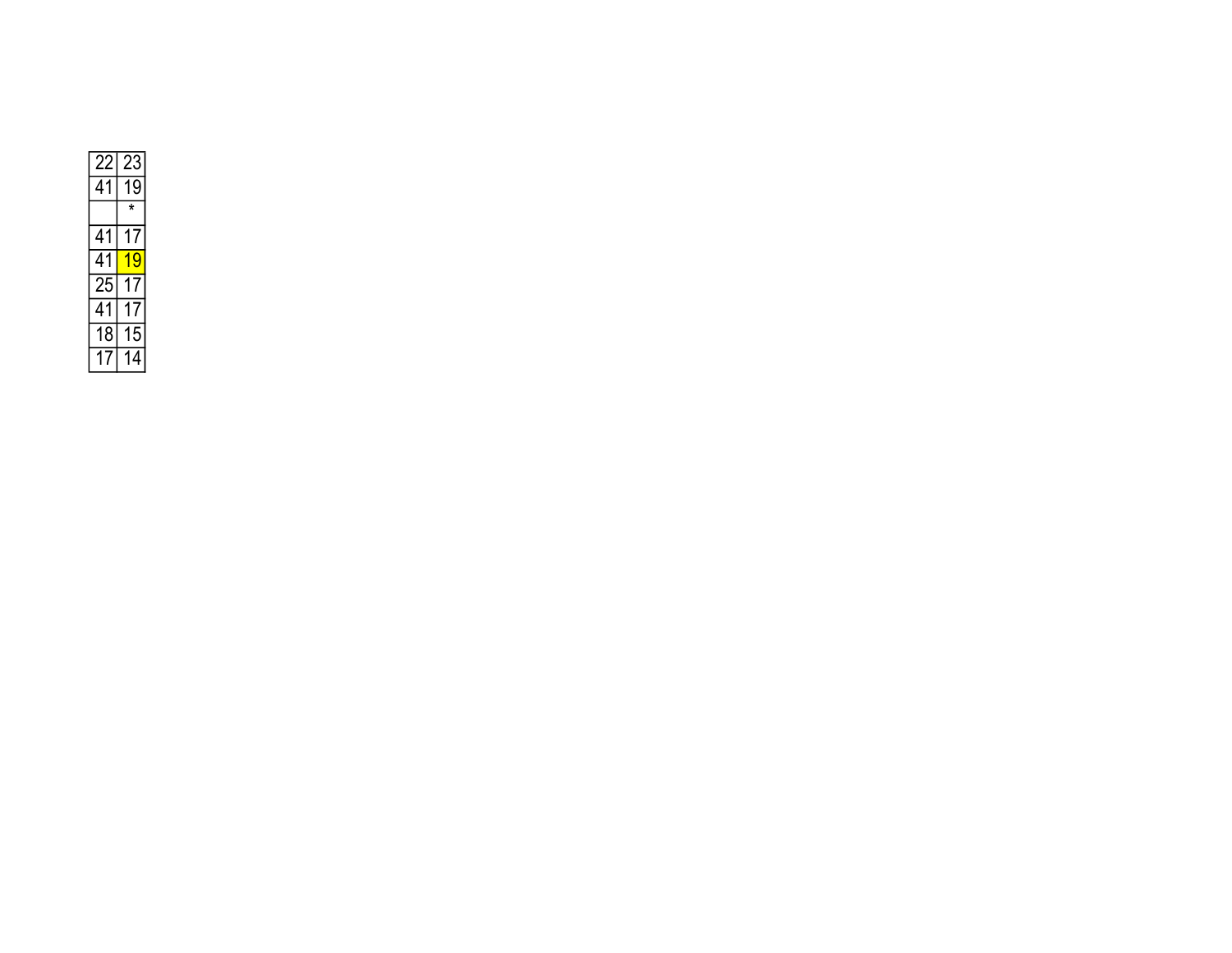| | |
|---|---|
| 22 | 23 |
| 41 | 19 |
| | * |
| 41 | 17 |
| 41 | 19 |
| 25 | 17 |
| 41 | 17 |
| 18 | 15 |
| 17 | 14 |